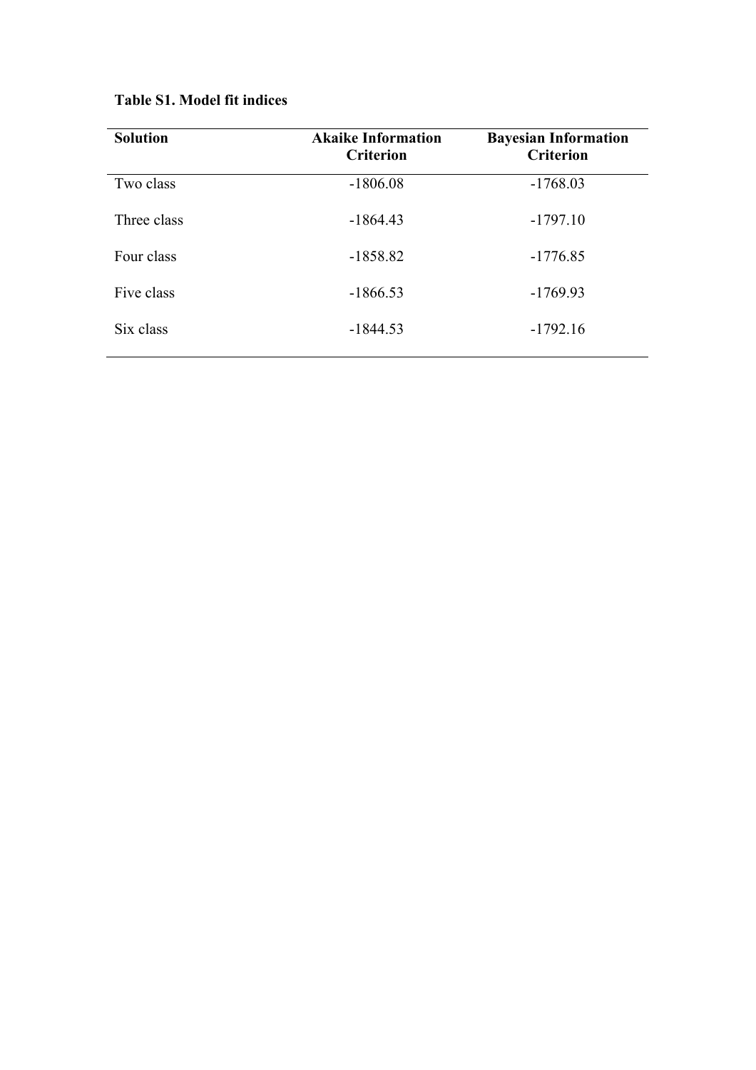**Table S1. Model fit indices**

| Solution | Akaike Information Criterion | Bayesian Information Criterion |
|---|---|---|
| Two class | -1806.08 | -1768.03 |
| Three class | -1864.43 | -1797.10 |
| Four class | -1858.82 | -1776.85 |
| Five class | -1866.53 | -1769.93 |
| Six class | -1844.53 | -1792.16 |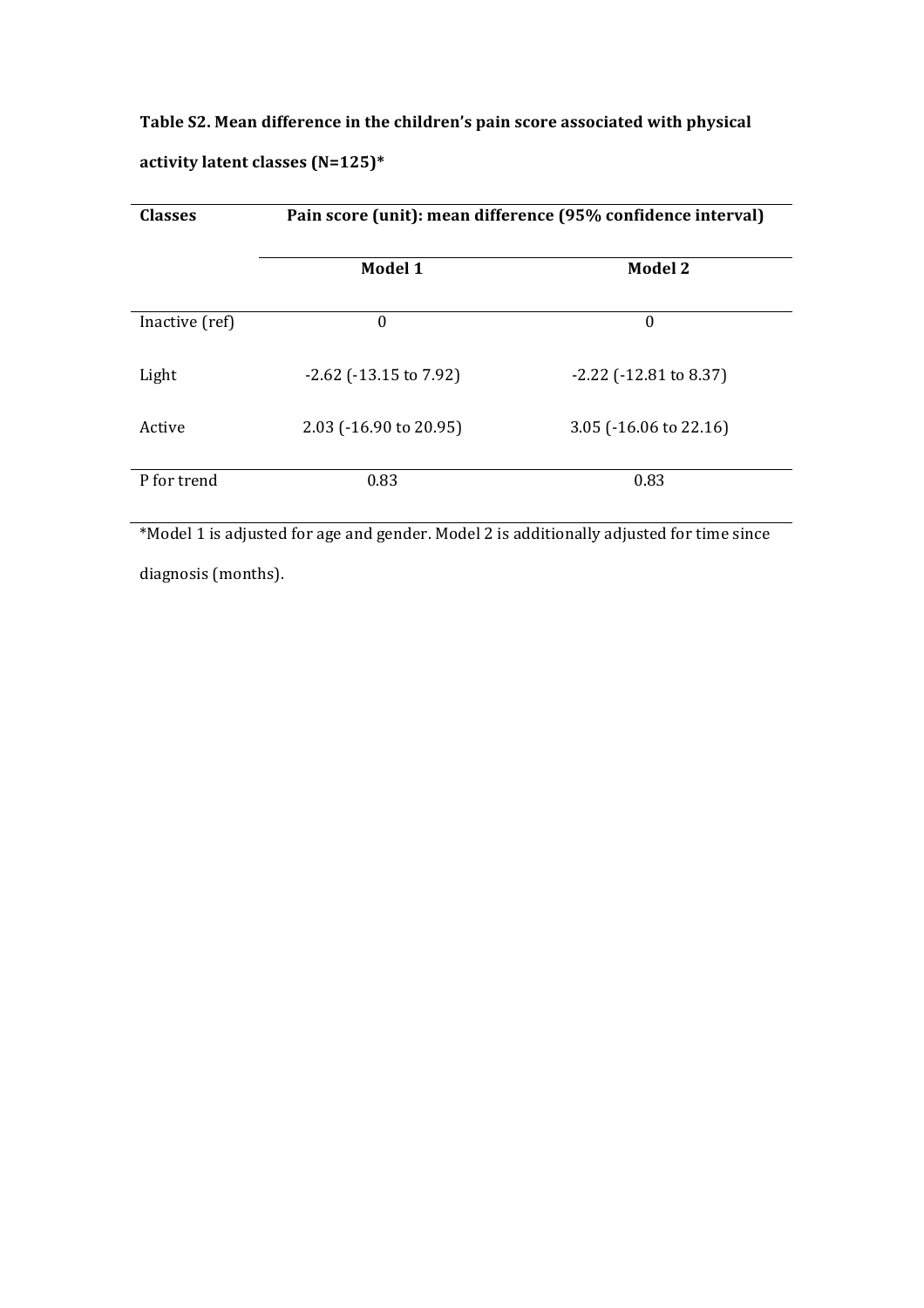**Table S2. Mean difference in the children's pain score associated with physical activity latent classes (N=125)***

| Classes | Pain score (unit): mean difference (95% confidence interval) | |
|---|---|---|
| | **Model 1** | **Model 2** |
| Inactive (ref) | 0 | 0 |
| Light | -2.62 (-13.15 to 7.92) | -2.22 (-12.81 to 8.37) |
| Active | 2.03 (-16.90 to 20.95) | 3.05 (-16.06 to 22.16) |
| P for trend | 0.83 | 0.83 |

*Model 1 is adjusted for age and gender. Model 2 is additionally adjusted for time since diagnosis (months).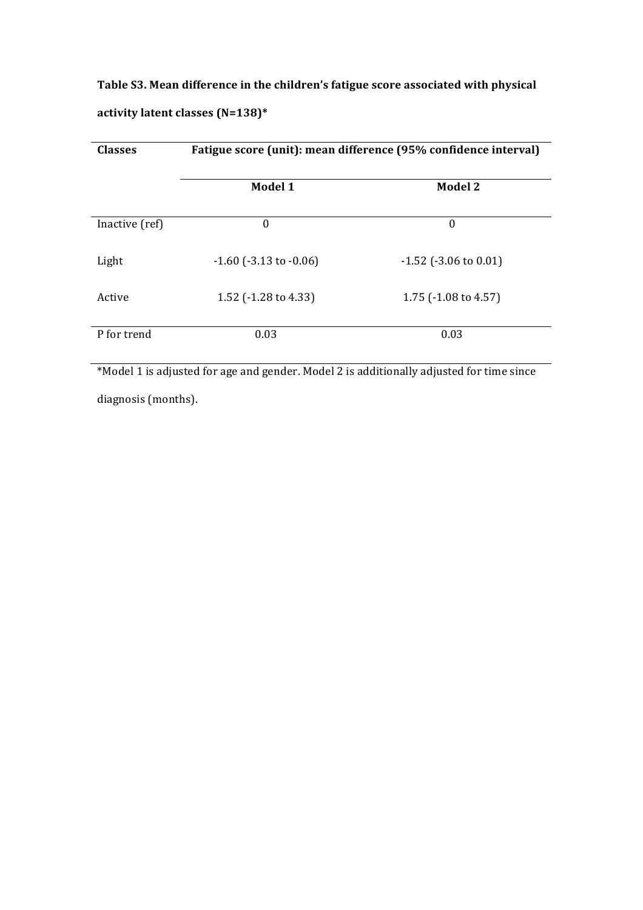**Table S3. Mean difference in the children's fatigue score associated with physical activity latent classes (N=138)***

| Classes | Fatigue score (unit): mean difference (95% confidence interval) | |
|---|---|---|
| | **Model 1** | **Model 2** |
| Inactive (ref) | 0 | 0 |
| Light | -1.60 (-3.13 to -0.06) | -1.52 (-3.06 to 0.01) |
| Active | 1.52 (-1.28 to 4.33) | 1.75 (-1.08 to 4.57) |
| P for trend | 0.03 | 0.03 |

*Model 1 is adjusted for age and gender. Model 2 is additionally adjusted for time since diagnosis (months).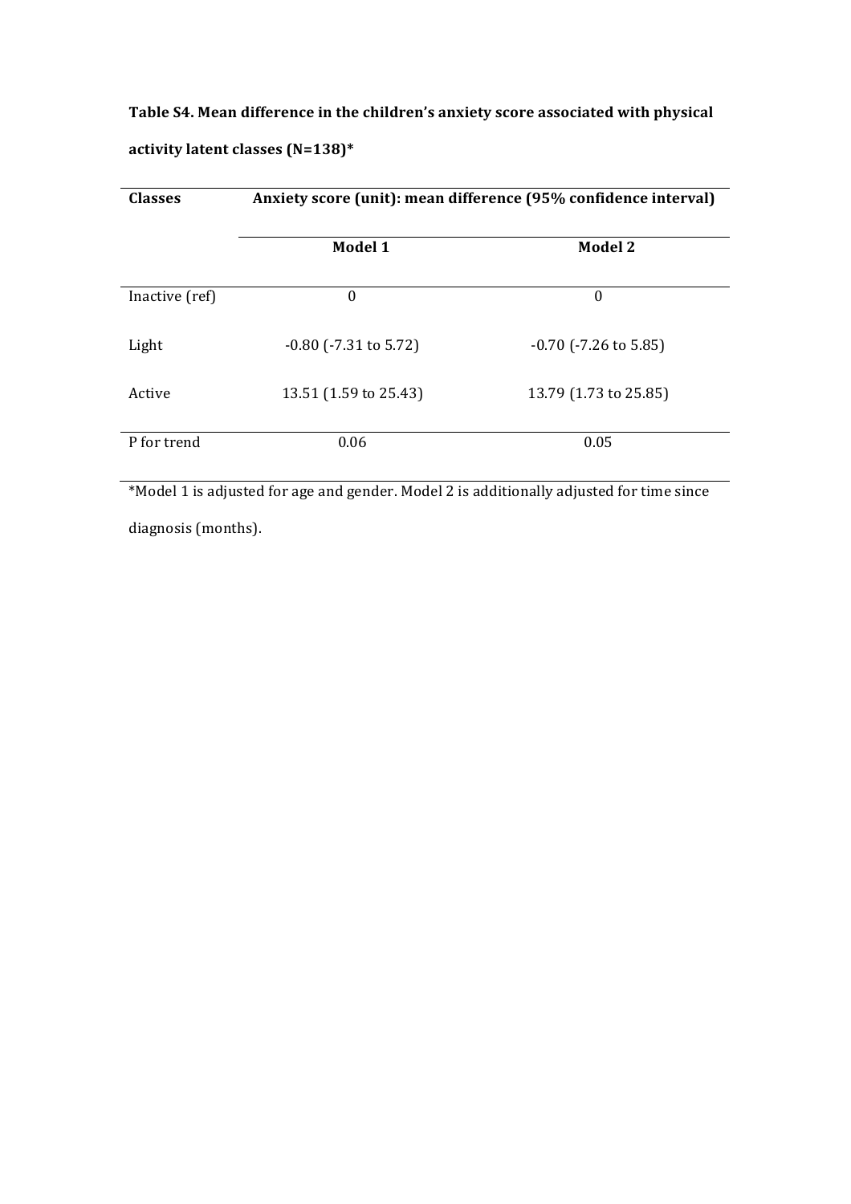**Table S4. Mean difference in the children's anxiety score associated with physical activity latent classes (N=138)***

| Classes | Anxiety score (unit): mean difference (95% confidence interval) | |
|---|---|---|
| | **Model 1** | **Model 2** |
| Inactive (ref) | 0 | 0 |
| Light | -0.80 (-7.31 to 5.72) | -0.70 (-7.26 to 5.85) |
| Active | 13.51 (1.59 to 25.43) | 13.79 (1.73 to 25.85) |
| P for trend | 0.06 | 0.05 |

*Model 1 is adjusted for age and gender. Model 2 is additionally adjusted for time since diagnosis (months).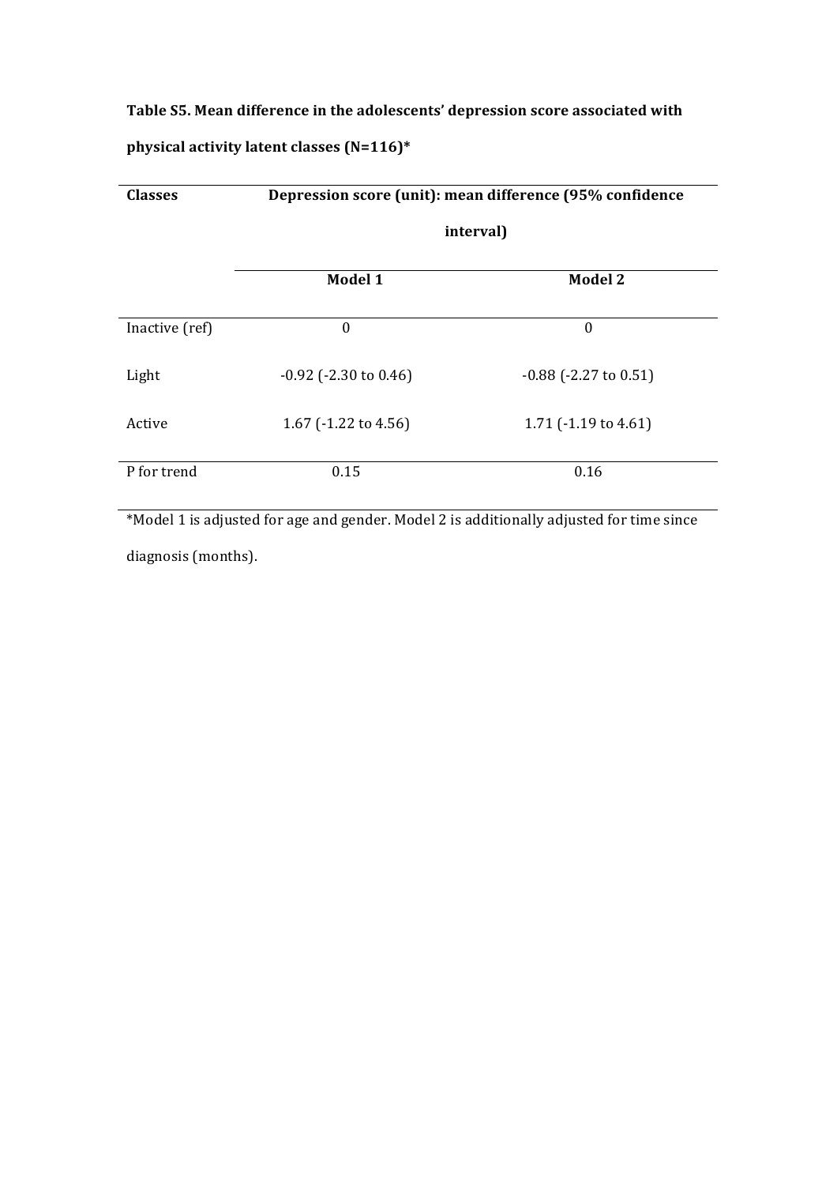**Table S5. Mean difference in the adolescents' depression score associated with physical activity latent classes (N=116)***

| Classes | Depression score (unit): mean difference (95% confidence interval) | |
|---|---|---|
| | **Model 1** | **Model 2** |
| Inactive (ref) | 0 | 0 |
| Light | -0.92 (-2.30 to 0.46) | -0.88 (-2.27 to 0.51) |
| Active | 1.67 (-1.22 to 4.56) | 1.71 (-1.19 to 4.61) |
| P for trend | 0.15 | 0.16 |

*Model 1 is adjusted for age and gender. Model 2 is additionally adjusted for time since diagnosis (months).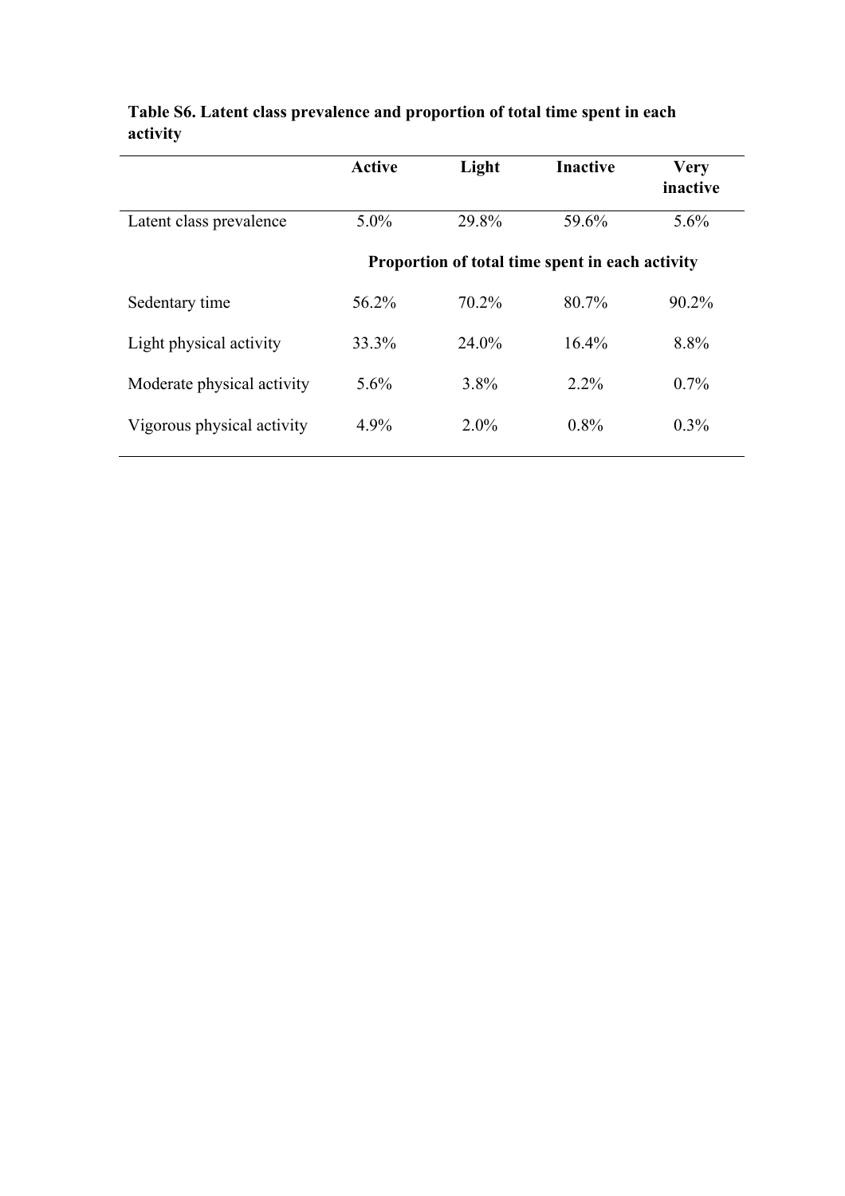**Table S6. Latent class prevalence and proportion of total time spent in each activity**

| | Active | Light | Inactive | Very inactive |
|---|---|---|---|---|
| Latent class prevalence | 5.0% | 29.8% | 59.6% | 5.6% |
| | **Proportion of total time spent in each activity** | | | |
| Sedentary time | 56.2% | 70.2% | 80.7% | 90.2% |
| Light physical activity | 33.3% | 24.0% | 16.4% | 8.8% |
| Moderate physical activity | 5.6% | 3.8% | 2.2% | 0.7% |
| Vigorous physical activity | 4.9% | 2.0% | 0.8% | 0.3% |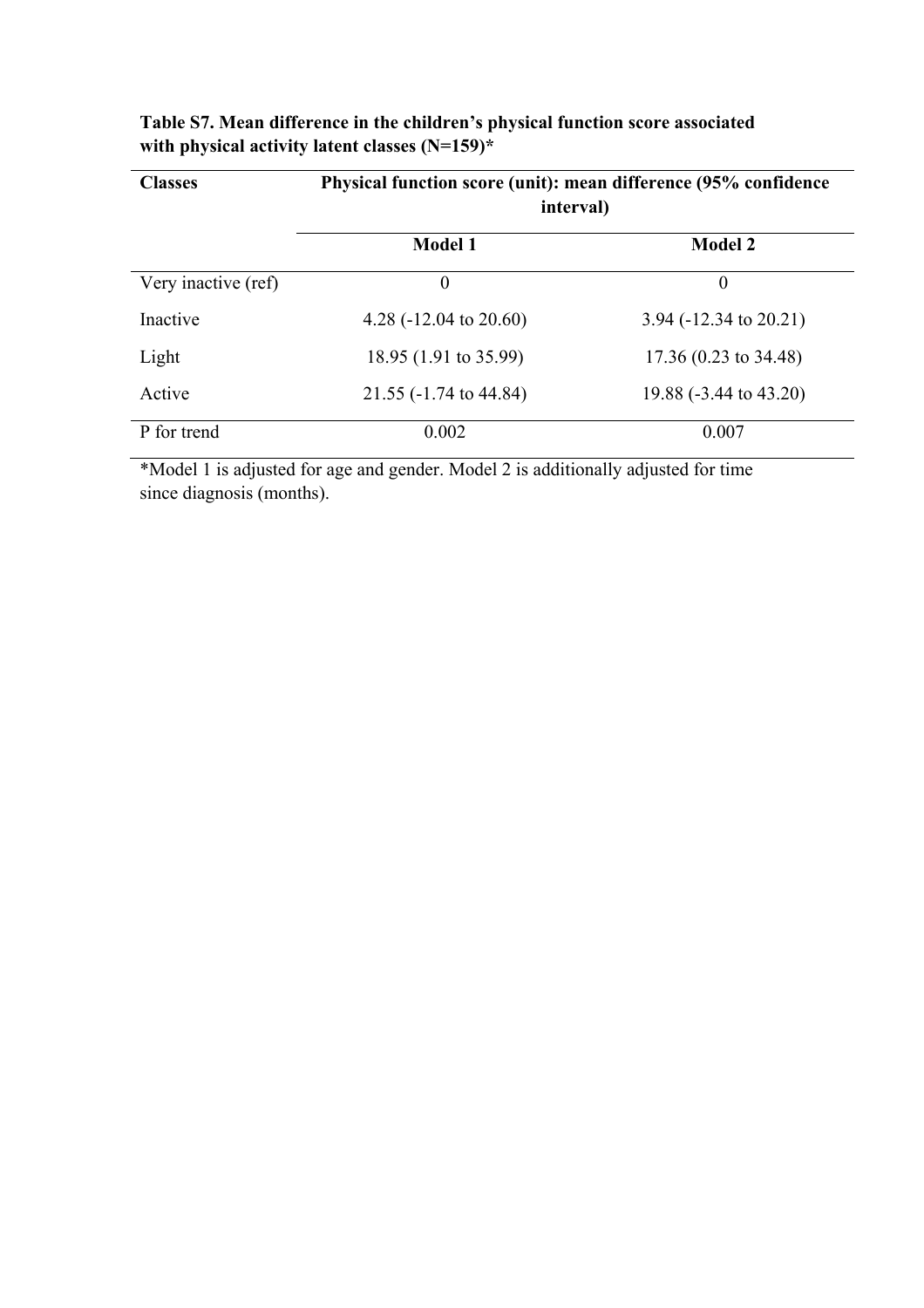**Table S7. Mean difference in the children's physical function score associated with physical activity latent classes (N=159)***

| Classes | Physical function score (unit): mean difference (95% confidence interval) | |
|---|---|---|
| | **Model 1** | **Model 2** |
| Very inactive (ref) | 0 | 0 |
| Inactive | 4.28 (-12.04 to 20.60) | 3.94 (-12.34 to 20.21) |
| Light | 18.95 (1.91 to 35.99) | 17.36 (0.23 to 34.48) |
| Active | 21.55 (-1.74 to 44.84) | 19.88 (-3.44 to 43.20) |
| P for trend | 0.002 | 0.007 |

*Model 1 is adjusted for age and gender. Model 2 is additionally adjusted for time since diagnosis (months).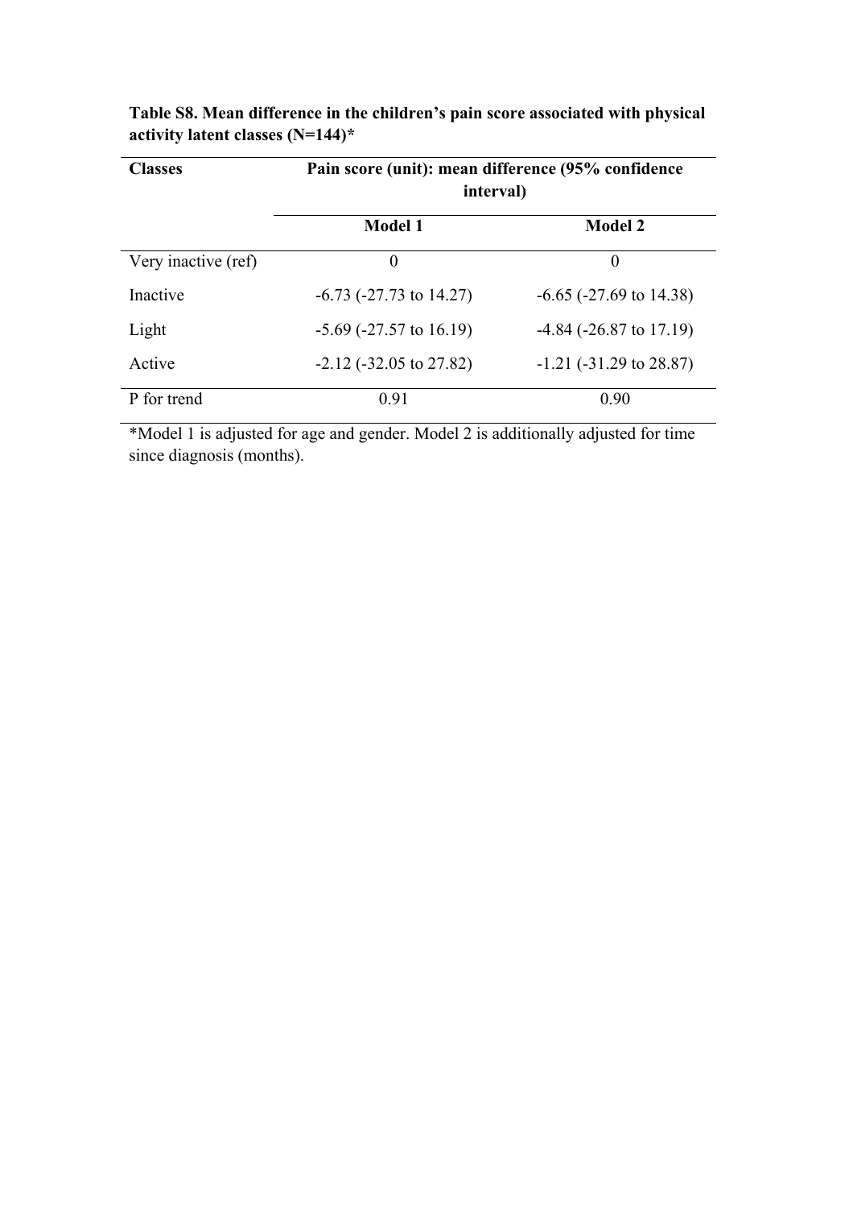**Table S8. Mean difference in the children's pain score associated with physical activity latent classes (N=144)***

| Classes | Pain score (unit): mean difference (95% confidence interval) | |
|---|---|---|
| | **Model 1** | **Model 2** |
| Very inactive (ref) | 0 | 0 |
| Inactive | -6.73 (-27.73 to 14.27) | -6.65 (-27.69 to 14.38) |
| Light | -5.69 (-27.57 to 16.19) | -4.84 (-26.87 to 17.19) |
| Active | -2.12 (-32.05 to 27.82) | -1.21 (-31.29 to 28.87) |
| P for trend | 0.91 | 0.90 |

*Model 1 is adjusted for age and gender. Model 2 is additionally adjusted for time since diagnosis (months).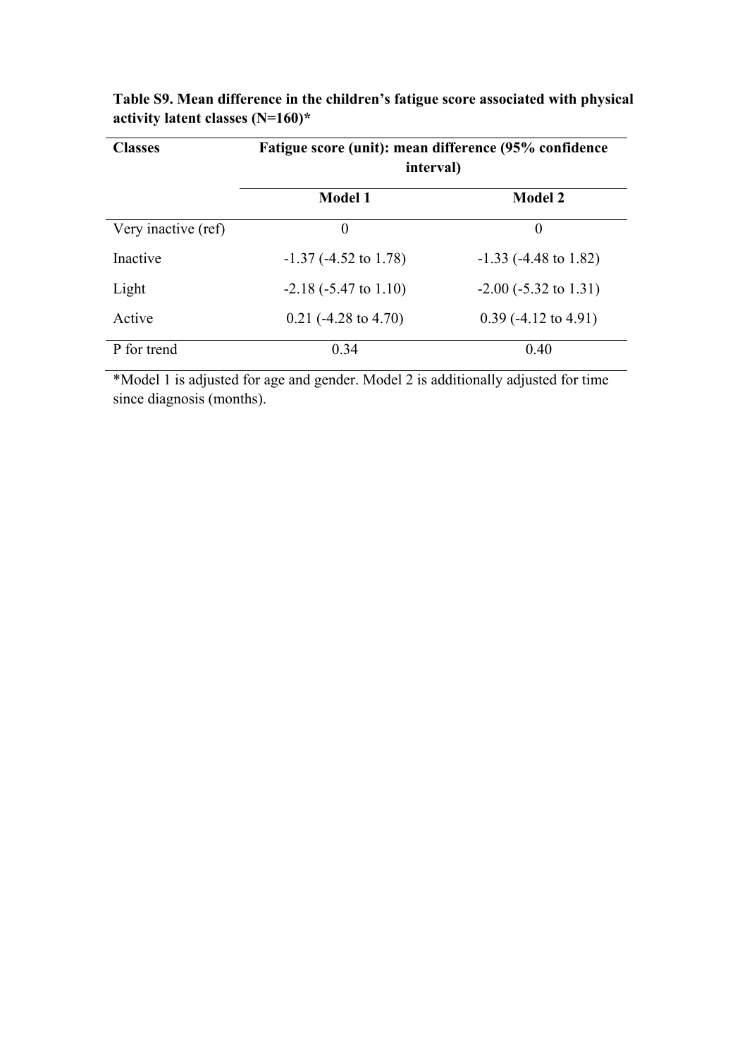**Table S9. Mean difference in the children's fatigue score associated with physical activity latent classes (N=160)***

| Classes | Fatigue score (unit): mean difference (95% confidence interval) | |
|---|---|---|
| | Model 1 | Model 2 |
| Very inactive (ref) | 0 | 0 |
| Inactive | -1.37 (-4.52 to 1.78) | -1.33 (-4.48 to 1.82) |
| Light | -2.18 (-5.47 to 1.10) | -2.00 (-5.32 to 1.31) |
| Active | 0.21 (-4.28 to 4.70) | 0.39 (-4.12 to 4.91) |
| P for trend | 0.34 | 0.40 |

*Model 1 is adjusted for age and gender. Model 2 is additionally adjusted for time since diagnosis (months).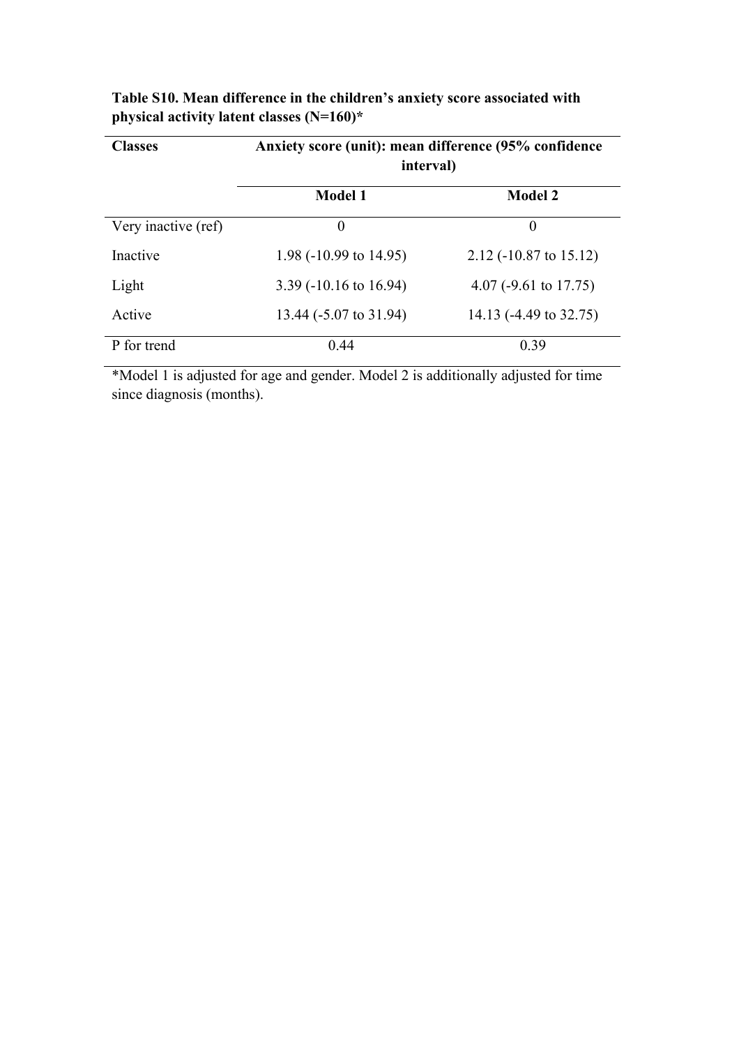**Table S10. Mean difference in the children's anxiety score associated with physical activity latent classes (N=160)***

| Classes | Anxiety score (unit): mean difference (95% confidence interval) | |
|---|---|---|
| | **Model 1** | **Model 2** |
| Very inactive (ref) | 0 | 0 |
| Inactive | 1.98 (-10.99 to 14.95) | 2.12 (-10.87 to 15.12) |
| Light | 3.39 (-10.16 to 16.94) | 4.07 (-9.61 to 17.75) |
| Active | 13.44 (-5.07 to 31.94) | 14.13 (-4.49 to 32.75) |
| P for trend | 0.44 | 0.39 |

*Model 1 is adjusted for age and gender. Model 2 is additionally adjusted for time since diagnosis (months).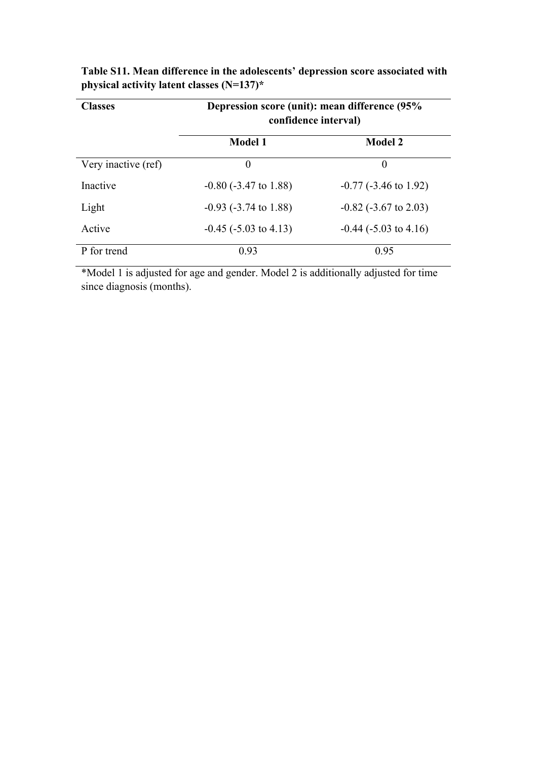**Table S11. Mean difference in the adolescents' depression score associated with physical activity latent classes (N=137)***

| Classes | Depression score (unit): mean difference (95% confidence interval) | |
|---|---|---|
| | Model 1 | Model 2 |
| Very inactive (ref) | 0 | 0 |
| Inactive | -0.80 (-3.47 to 1.88) | -0.77 (-3.46 to 1.92) |
| Light | -0.93 (-3.74 to 1.88) | -0.82 (-3.67 to 2.03) |
| Active | -0.45 (-5.03 to 4.13) | -0.44 (-5.03 to 4.16) |
| P for trend | 0.93 | 0.95 |

*Model 1 is adjusted for age and gender. Model 2 is additionally adjusted for time since diagnosis (months).